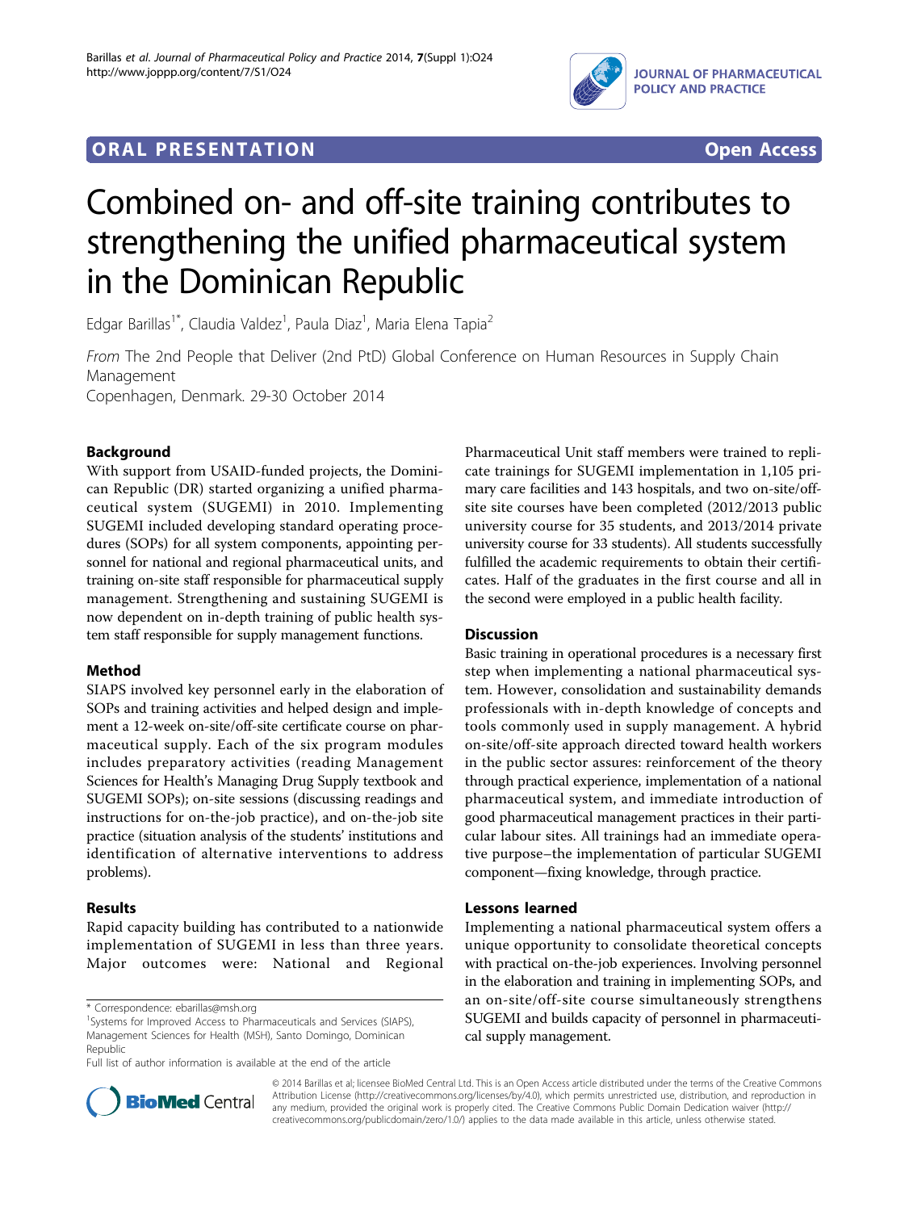**ORAL PRESENTATION** **Open Access**

# Combined on- and off-site training contributes to strengthening the unified pharmaceutical system in the Dominican Republic

Edgar Barillas[1*], Claudia Valdez[1], Paula Diaz[1], Maria Elena Tapia[2]

*From* The 2nd People that Deliver (2nd PtD) Global Conference on Human Resources in Supply Chain Management
Copenhagen, Denmark. 29-30 October 2014

## Background

With support from USAID-funded projects, the Dominican Republic (DR) started organizing a unified pharmaceutical system (SUGEMI) in 2010. Implementing SUGEMI included developing standard operating procedures (SOPs) for all system components, appointing personnel for national and regional pharmaceutical units, and training on-site staff responsible for pharmaceutical supply management. Strengthening and sustaining SUGEMI is now dependent on in-depth training of public health system staff responsible for supply management functions.

## Method

SIAPS involved key personnel early in the elaboration of SOPs and training activities and helped design and implement a 12-week on-site/off-site certificate course on pharmaceutical supply. Each of the six program modules includes preparatory activities (reading Management Sciences for Health's Managing Drug Supply textbook and SUGEMI SOPs); on-site sessions (discussing readings and instructions for on-the-job practice), and on-the-job site practice (situation analysis of the students' institutions and identification of alternative interventions to address problems).

## Results

Rapid capacity building has contributed to a nationwide implementation of SUGEMI in less than three years. Major outcomes were: National and Regional Pharmaceutical Unit staff members were trained to replicate trainings for SUGEMI implementation in 1,105 primary care facilities and 143 hospitals, and two on-site/off-site site courses have been completed (2012/2013 public university course for 35 students, and 2013/2014 private university course for 33 students). All students successfully fulfilled the academic requirements to obtain their certificates. Half of the graduates in the first course and all in the second were employed in a public health facility.

## Discussion

Basic training in operational procedures is a necessary first step when implementing a national pharmaceutical system. However, consolidation and sustainability demands professionals with in-depth knowledge of concepts and tools commonly used in supply management. A hybrid on-site/off-site approach directed toward health workers in the public sector assures: reinforcement of the theory through practical experience, implementation of a national pharmaceutical system, and immediate introduction of good pharmaceutical management practices in their particular labour sites. All trainings had an immediate operative purpose–the implementation of particular SUGEMI component—fixing knowledge, through practice.

## Lessons learned

Implementing a national pharmaceutical system offers a unique opportunity to consolidate theoretical concepts with practical on-the-job experiences. Involving personnel in the elaboration and training in implementing SOPs, and an on-site/off-site course simultaneously strengthens SUGEMI and builds capacity of personnel in pharmaceutical supply management.

\* Correspondence: ebarillas@msh.org
[1]Systems for Improved Access to Pharmaceuticals and Services (SIAPS), Management Sciences for Health (MSH), Santo Domingo, Dominican Republic
Full list of author information is available at the end of the article

© 2014 Barillas et al; licensee BioMed Central Ltd. This is an Open Access article distributed under the terms of the Creative Commons Attribution License (http://creativecommons.org/licenses/by/4.0), which permits unrestricted use, distribution, and reproduction in any medium, provided the original work is properly cited. The Creative Commons Public Domain Dedication waiver (http://creativecommons.org/publicdomain/zero/1.0/) applies to the data made available in this article, unless otherwise stated.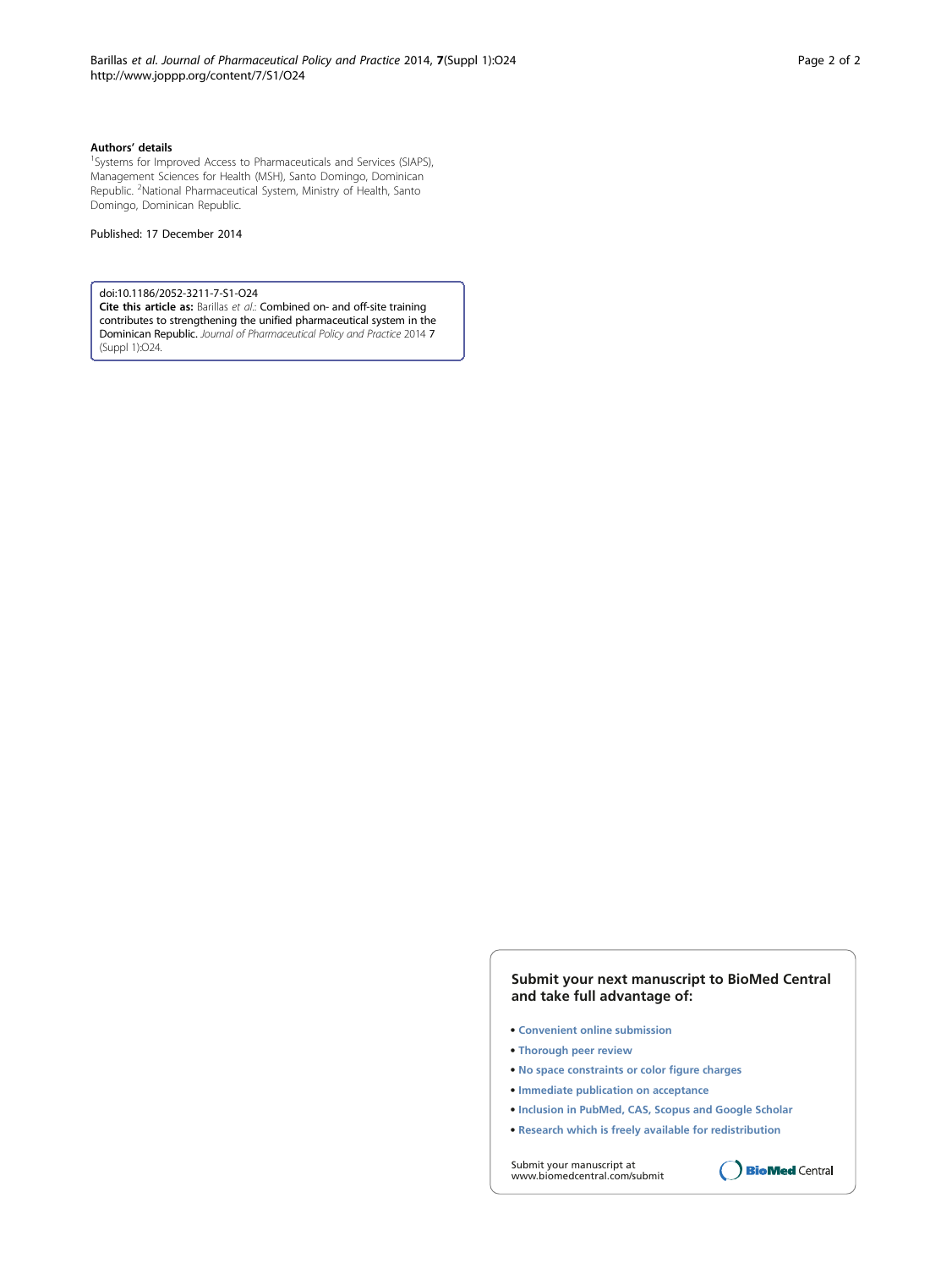### Authors' details

[1]Systems for Improved Access to Pharmaceuticals and Services (SIAPS), Management Sciences for Health (MSH), Santo Domingo, Dominican Republic. [2]National Pharmaceutical System, Ministry of Health, Santo Domingo, Dominican Republic.

Published: 17 December 2014

doi:10.1186/2052-3211-7-S1-O24
**Cite this article as:** Barillas *et al.*: Combined on- and off-site training contributes to strengthening the unified pharmaceutical system in the Dominican Republic. *Journal of Pharmaceutical Policy and Practice* 2014 **7** (Suppl 1):O24.

**Submit your next manuscript to BioMed Central and take full advantage of:**

- **Convenient online submission**
- **Thorough peer review**
- **No space constraints or color figure charges**
- **Immediate publication on acceptance**
- **Inclusion in PubMed, CAS, Scopus and Google Scholar**
- **Research which is freely available for redistribution**

Submit your manuscript at www.biomedcentral.com/submit

BioMed Central